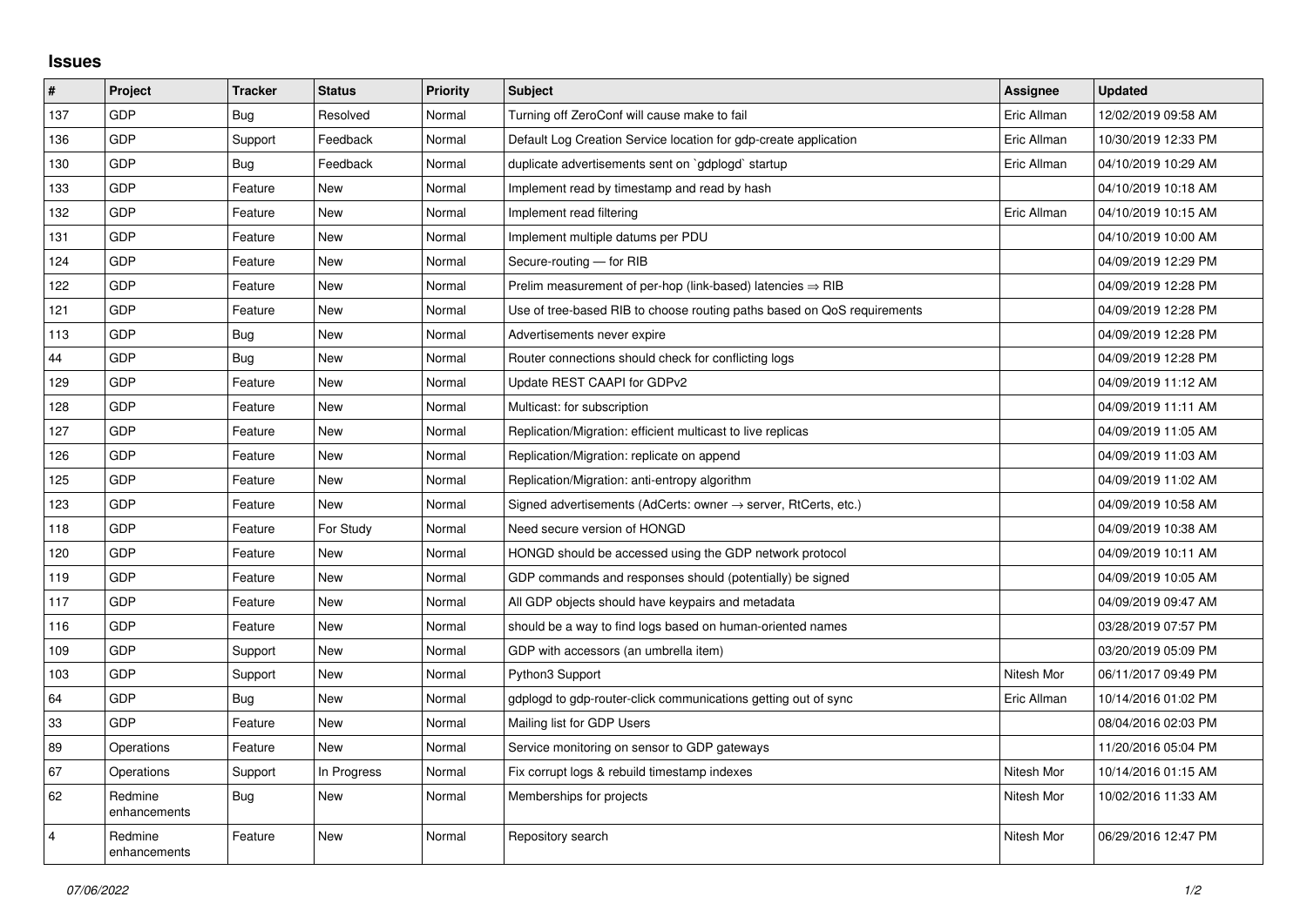## Issues

| # | Project | Tracker | Status | Priority | Subject | Assignee | Updated |
|---|---|---|---|---|---|---|---|
| 137 | GDP | Bug | Resolved | Normal | Turning off ZeroConf will cause make to fail | Eric Allman | 12/02/2019 09:58 AM |
| 136 | GDP | Support | Feedback | Normal | Default Log Creation Service location for gdp-create application | Eric Allman | 10/30/2019 12:33 PM |
| 130 | GDP | Bug | Feedback | Normal | duplicate advertisements sent on `gdplogd` startup | Eric Allman | 04/10/2019 10:29 AM |
| 133 | GDP | Feature | New | Normal | Implement read by timestamp and read by hash | | 04/10/2019 10:18 AM |
| 132 | GDP | Feature | New | Normal | Implement read filtering | Eric Allman | 04/10/2019 10:15 AM |
| 131 | GDP | Feature | New | Normal | Implement multiple datums per PDU | | 04/10/2019 10:00 AM |
| 124 | GDP | Feature | New | Normal | Secure-routing — for RIB | | 04/09/2019 12:29 PM |
| 122 | GDP | Feature | New | Normal | Prelim measurement of per-hop (link-based) latencies ⇒ RIB | | 04/09/2019 12:28 PM |
| 121 | GDP | Feature | New | Normal | Use of tree-based RIB to choose routing paths based on QoS requirements | | 04/09/2019 12:28 PM |
| 113 | GDP | Bug | New | Normal | Advertisements never expire | | 04/09/2019 12:28 PM |
| 44 | GDP | Bug | New | Normal | Router connections should check for conflicting logs | | 04/09/2019 12:28 PM |
| 129 | GDP | Feature | New | Normal | Update REST CAAPI for GDPv2 | | 04/09/2019 11:12 AM |
| 128 | GDP | Feature | New | Normal | Multicast: for subscription | | 04/09/2019 11:11 AM |
| 127 | GDP | Feature | New | Normal | Replication/Migration: efficient multicast to live replicas | | 04/09/2019 11:05 AM |
| 126 | GDP | Feature | New | Normal | Replication/Migration: replicate on append | | 04/09/2019 11:03 AM |
| 125 | GDP | Feature | New | Normal | Replication/Migration: anti-entropy algorithm | | 04/09/2019 11:02 AM |
| 123 | GDP | Feature | New | Normal | Signed advertisements (AdCerts: owner → server, RtCerts, etc.) | | 04/09/2019 10:58 AM |
| 118 | GDP | Feature | For Study | Normal | Need secure version of HONGD | | 04/09/2019 10:38 AM |
| 120 | GDP | Feature | New | Normal | HONGD should be accessed using the GDP network protocol | | 04/09/2019 10:11 AM |
| 119 | GDP | Feature | New | Normal | GDP commands and responses should (potentially) be signed | | 04/09/2019 10:05 AM |
| 117 | GDP | Feature | New | Normal | All GDP objects should have keypairs and metadata | | 04/09/2019 09:47 AM |
| 116 | GDP | Feature | New | Normal | should be a way to find logs based on human-oriented names | | 03/28/2019 07:57 PM |
| 109 | GDP | Support | New | Normal | GDP with accessors (an umbrella item) | | 03/20/2019 05:09 PM |
| 103 | GDP | Support | New | Normal | Python3 Support | Nitesh Mor | 06/11/2017 09:49 PM |
| 64 | GDP | Bug | New | Normal | gdplogd to gdp-router-click communications getting out of sync | Eric Allman | 10/14/2016 01:02 PM |
| 33 | GDP | Feature | New | Normal | Mailing list for GDP Users | | 08/04/2016 02:03 PM |
| 89 | Operations | Feature | New | Normal | Service monitoring on sensor to GDP gateways | | 11/20/2016 05:04 PM |
| 67 | Operations | Support | In Progress | Normal | Fix corrupt logs & rebuild timestamp indexes | Nitesh Mor | 10/14/2016 01:15 AM |
| 62 | Redmine enhancements | Bug | New | Normal | Memberships for projects | Nitesh Mor | 10/02/2016 11:33 AM |
| 4 | Redmine enhancements | Feature | New | Normal | Repository search | Nitesh Mor | 06/29/2016 12:47 PM |

*07/06/2022*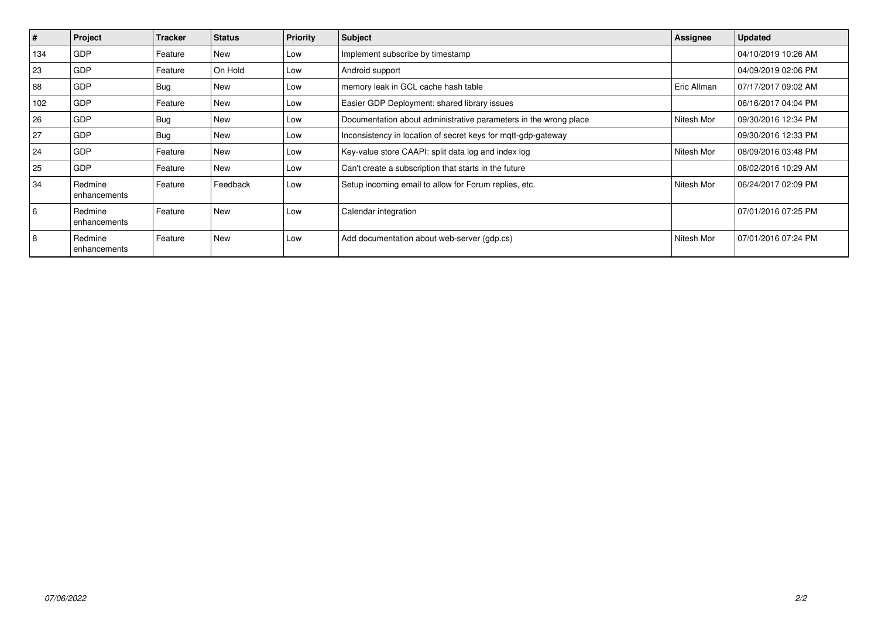| # | Project | Tracker | Status | Priority | Subject | Assignee | Updated |
|---|---|---|---|---|---|---|---|
| 134 | GDP | Feature | New | Low | Implement subscribe by timestamp | | 04/10/2019 10:26 AM |
| 23 | GDP | Feature | On Hold | Low | Android support | | 04/09/2019 02:06 PM |
| 88 | GDP | Bug | New | Low | memory leak in GCL cache hash table | Eric Allman | 07/17/2017 09:02 AM |
| 102 | GDP | Feature | New | Low | Easier GDP Deployment: shared library issues | | 06/16/2017 04:04 PM |
| 26 | GDP | Bug | New | Low | Documentation about administrative parameters in the wrong place | Nitesh Mor | 09/30/2016 12:34 PM |
| 27 | GDP | Bug | New | Low | Inconsistency in location of secret keys for mqtt-gdp-gateway | | 09/30/2016 12:33 PM |
| 24 | GDP | Feature | New | Low | Key-value store CAAPI: split data log and index log | Nitesh Mor | 08/09/2016 03:48 PM |
| 25 | GDP | Feature | New | Low | Can't create a subscription that starts in the future | | 08/02/2016 10:29 AM |
| 34 | Redmine enhancements | Feature | Feedback | Low | Setup incoming email to allow for Forum replies, etc. | Nitesh Mor | 06/24/2017 02:09 PM |
| 6 | Redmine enhancements | Feature | New | Low | Calendar integration | | 07/01/2016 07:25 PM |
| 8 | Redmine enhancements | Feature | New | Low | Add documentation about web-server (gdp.cs) | Nitesh Mor | 07/01/2016 07:24 PM |